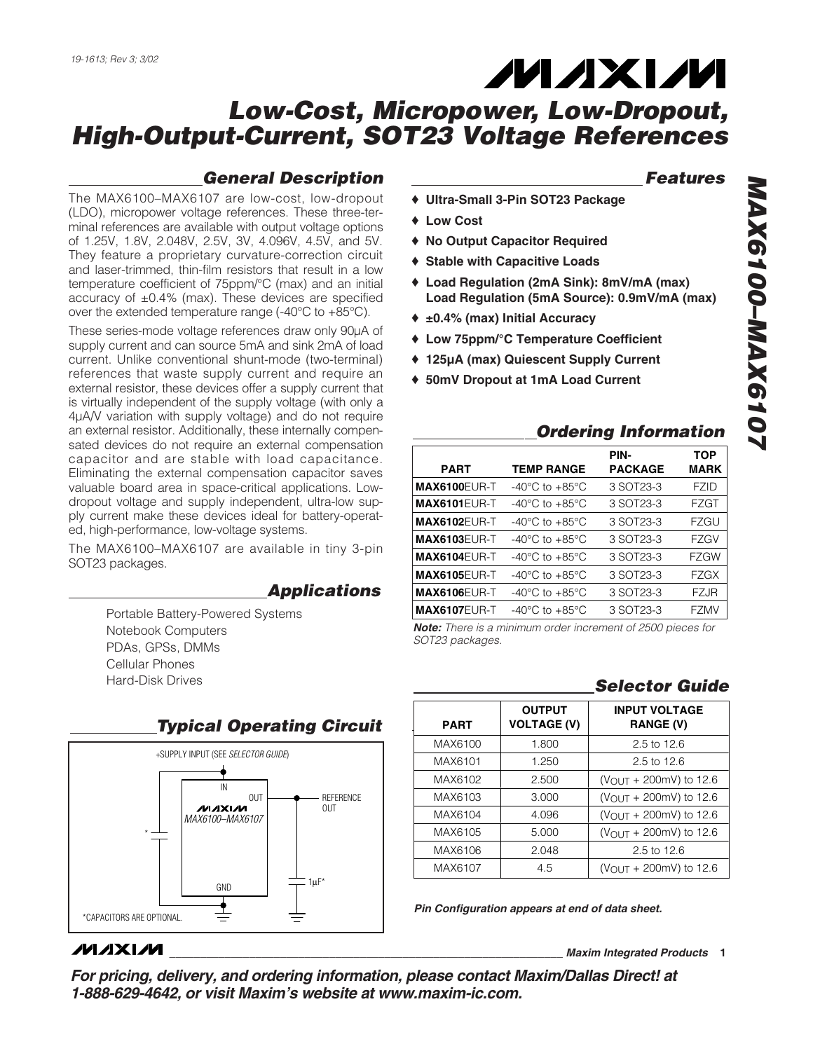19-1613; Rev 3; 3/02

# Low-Cost, Micropower, Low-Dropout, High-Output-Current, SOT23 Voltage References

## MAX6100–MAX6107

## General Description

The MAX6100–MAX6107 are low-cost, low-dropout (LDO), micropower voltage references. These three-terminal references are available with output voltage options of 1.25V, 1.8V, 2.048V, 2.5V, 3V, 4.096V, 4.5V, and 5V. They feature a proprietary curvature-correction circuit and laser-trimmed, thin-film resistors that result in a low temperature coefficient of 75ppm/°C (max) and an initial accuracy of ±0.4% (max). These devices are specified over the extended temperature range (-40°C to +85°C).

These series-mode voltage references draw only 90µA of supply current and can source 5mA and sink 2mA of load current. Unlike conventional shunt-mode (two-terminal) references that waste supply current and require an external resistor, these devices offer a supply current that is virtually independent of the supply voltage (with only a 4µA/V variation with supply voltage) and do not require an external resistor. Additionally, these internally compensated devices do not require an external compensation capacitor and are stable with load capacitance. Eliminating the external compensation capacitor saves valuable board area in space-critical applications. Low-dropout voltage and supply independent, ultra-low supply current make these devices ideal for battery-operated, high-performance, low-voltage systems.

The MAX6100–MAX6107 are available in tiny 3-pin SOT23 packages.

## Applications

Portable Battery-Powered Systems
Notebook Computers
PDAs, GPSs, DMMs
Cellular Phones
Hard-Disk Drives

## Typical Operating Circuit

+SUPPLY INPUT (SEE *SELECTOR GUIDE*)

IN, OUT, GND — MAX6100–MAX6107 — REFERENCE OUT — 1µF*

*CAPACITORS ARE OPTIONAL.

## Features

- ♦ **Ultra-Small 3-Pin SOT23 Package**
- ♦ **Low Cost**
- ♦ **No Output Capacitor Required**
- ♦ **Stable with Capacitive Loads**
- ♦ **Load Regulation (2mA Sink): 8mV/mA (max)**
  **Load Regulation (5mA Source): 0.9mV/mA (max)**
- ♦ **±0.4% (max) Initial Accuracy**
- ♦ **Low 75ppm/°C Temperature Coefficient**
- ♦ **125µA (max) Quiescent Supply Current**
- ♦ **50mV Dropout at 1mA Load Current**

## Ordering Information

| PART | TEMP RANGE | PIN-PACKAGE | TOP MARK |
|---|---|---|---|
| **MAX6100**EUR-T | -40°C to +85°C | 3 SOT23-3 | FZID |
| **MAX6101**EUR-T | -40°C to +85°C | 3 SOT23-3 | FZGT |
| **MAX6102**EUR-T | -40°C to +85°C | 3 SOT23-3 | FZGU |
| **MAX6103**EUR-T | -40°C to +85°C | 3 SOT23-3 | FZGV |
| **MAX6104**EUR-T | -40°C to +85°C | 3 SOT23-3 | FZGW |
| **MAX6105**EUR-T | -40°C to +85°C | 3 SOT23-3 | FZGX |
| **MAX6106**EUR-T | -40°C to +85°C | 3 SOT23-3 | FZJR |
| **MAX6107**EUR-T | -40°C to +85°C | 3 SOT23-3 | FZMV |

***Note:*** *There is a minimum order increment of 2500 pieces for SOT23 packages.*

## Selector Guide

| PART | OUTPUT VOLTAGE (V) | INPUT VOLTAGE RANGE (V) |
|---|---|---|
| MAX6100 | 1.800 | 2.5 to 12.6 |
| MAX6101 | 1.250 | 2.5 to 12.6 |
| MAX6102 | 2.500 | ($V_{OUT}$ + 200mV) to 12.6 |
| MAX6103 | 3.000 | ($V_{OUT}$ + 200mV) to 12.6 |
| MAX6104 | 4.096 | ($V_{OUT}$ + 200mV) to 12.6 |
| MAX6105 | 5.000 | ($V_{OUT}$ + 200mV) to 12.6 |
| MAX6106 | 2.048 | 2.5 to 12.6 |
| MAX6107 | 4.5 | ($V_{OUT}$ + 200mV) to 12.6 |

***Pin Configuration appears at end of data sheet.***

**Maxim Integrated Products**

***For pricing, delivery, and ordering information, please contact Maxim/Dallas Direct! at 1-888-629-4642, or visit Maxim's website at www.maxim-ic.com.***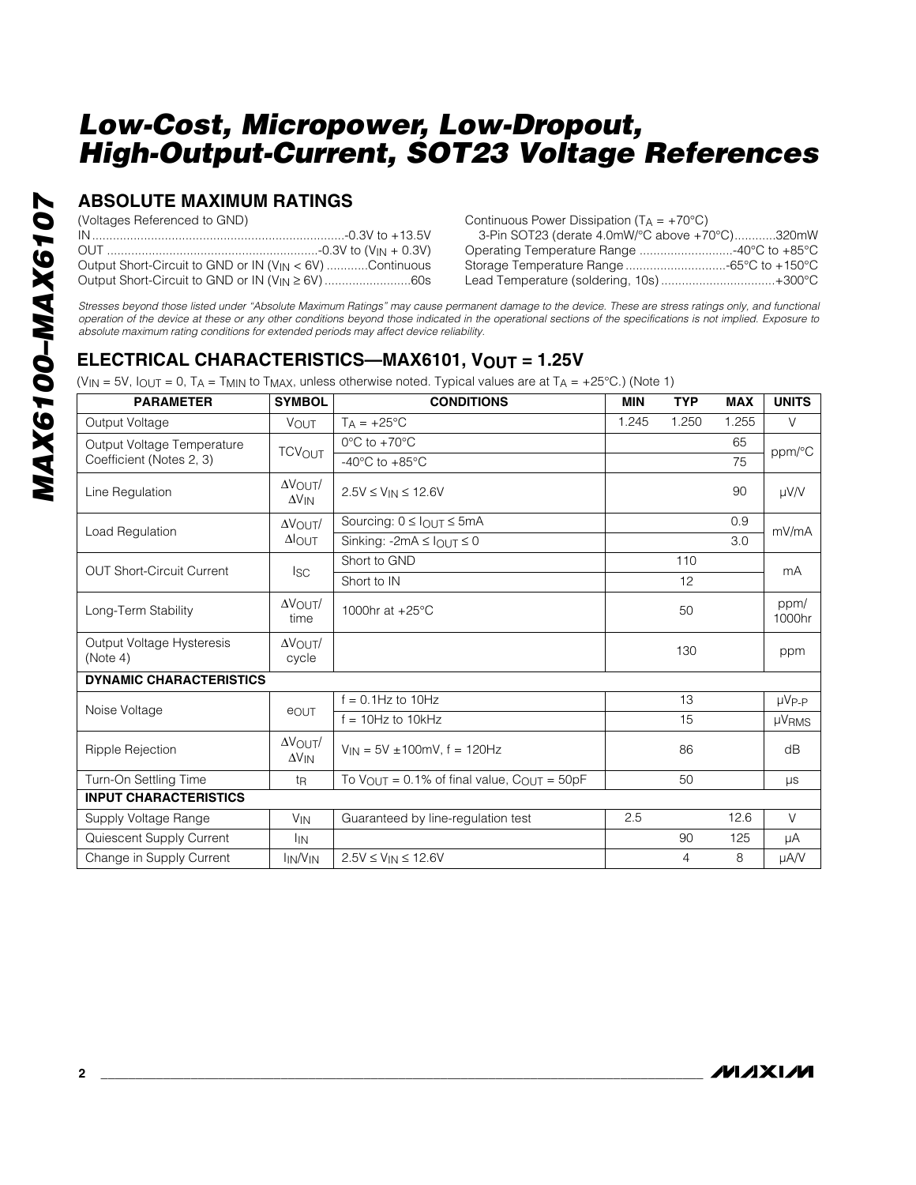## ABSOLUTE MAXIMUM RATINGS

(Voltages Referenced to GND)

IN ........................................................................-0.3V to +13.5V
OUT ............................................................-0.3V to ($V_{IN}$ + 0.3V)
Output Short-Circuit to GND or IN ($V_{IN}$ < 6V) ...........Continuous
Output Short-Circuit to GND or IN ($V_{IN}$ ≥ 6V) .........................60s

Continuous Power Dissipation ($T_A$ = +70°C)
3-Pin SOT23 (derate 4.0mW/°C above +70°C)............320mW
Operating Temperature Range ...........................-40°C to +85°C
Storage Temperature Range .............................-65°C to +150°C
Lead Temperature (soldering, 10s) .................................+300°C

*Stresses beyond those listed under "Absolute Maximum Ratings" may cause permanent damage to the device. These are stress ratings only, and functional operation of the device at these or any other conditions beyond those indicated in the operational sections of the specifications is not implied. Exposure to absolute maximum rating conditions for extended periods may affect device reliability.*

## ELECTRICAL CHARACTERISTICS—MAX6101, $V_{OUT}$ = 1.25V

($V_{IN}$ = 5V, $I_{OUT}$ = 0, $T_A$ = $T_{MIN}$ to $T_{MAX}$, unless otherwise noted. Typical values are at $T_A$ = +25°C.) (Note 1)

| PARAMETER | SYMBOL | CONDITIONS | MIN | TYP | MAX | UNITS |
|---|---|---|---|---|---|---|
| Output Voltage | $V_{OUT}$ | $T_A$ = +25°C | 1.245 | 1.250 | 1.255 | V |
| Output Voltage Temperature Coefficient (Notes 2, 3) | $TCV_{OUT}$ | 0°C to +70°C | | | 65 | ppm/°C |
| | | -40°C to +85°C | | | 75 | |
| Line Regulation | $\Delta V_{OUT}/\Delta V_{IN}$ | 2.5V ≤ $V_{IN}$ ≤ 12.6V | | | 90 | µV/V |
| Load Regulation | $\Delta V_{OUT}/\Delta I_{OUT}$ | Sourcing: 0 ≤ $I_{OUT}$ ≤ 5mA | | | 0.9 | mV/mA |
| | | Sinking: -2mA ≤ $I_{OUT}$ ≤ 0 | | | 3.0 | |
| OUT Short-Circuit Current | $I_{SC}$ | Short to GND | | 110 | | mA |
| | | Short to IN | | 12 | | |
| Long-Term Stability | $\Delta V_{OUT}$/time | 1000hr at +25°C | | 50 | | ppm/1000hr |
| Output Voltage Hysteresis (Note 4) | $\Delta V_{OUT}$/cycle | | | 130 | | ppm |
| **DYNAMIC CHARACTERISTICS** | | | | | | |
| Noise Voltage | $e_{OUT}$ | f = 0.1Hz to 10Hz | | 13 | | $µV_{P-P}$ |
| | | f = 10Hz to 10kHz | | 15 | | $µV_{RMS}$ |
| Ripple Rejection | $\Delta V_{OUT}/\Delta V_{IN}$ | $V_{IN}$ = 5V ±100mV, f = 120Hz | | 86 | | dB |
| Turn-On Settling Time | $t_R$ | To $V_{OUT}$ = 0.1% of final value, $C_{OUT}$ = 50pF | | 50 | | µs |
| **INPUT CHARACTERISTICS** | | | | | | |
| Supply Voltage Range | $V_{IN}$ | Guaranteed by line-regulation test | 2.5 | | 12.6 | V |
| Quiescent Supply Current | $I_{IN}$ | | | 90 | 125 | µA |
| Change in Supply Current | $I_{IN}/V_{IN}$ | 2.5V ≤ $V_{IN}$ ≤ 12.6V | | 4 | 8 | µA/V |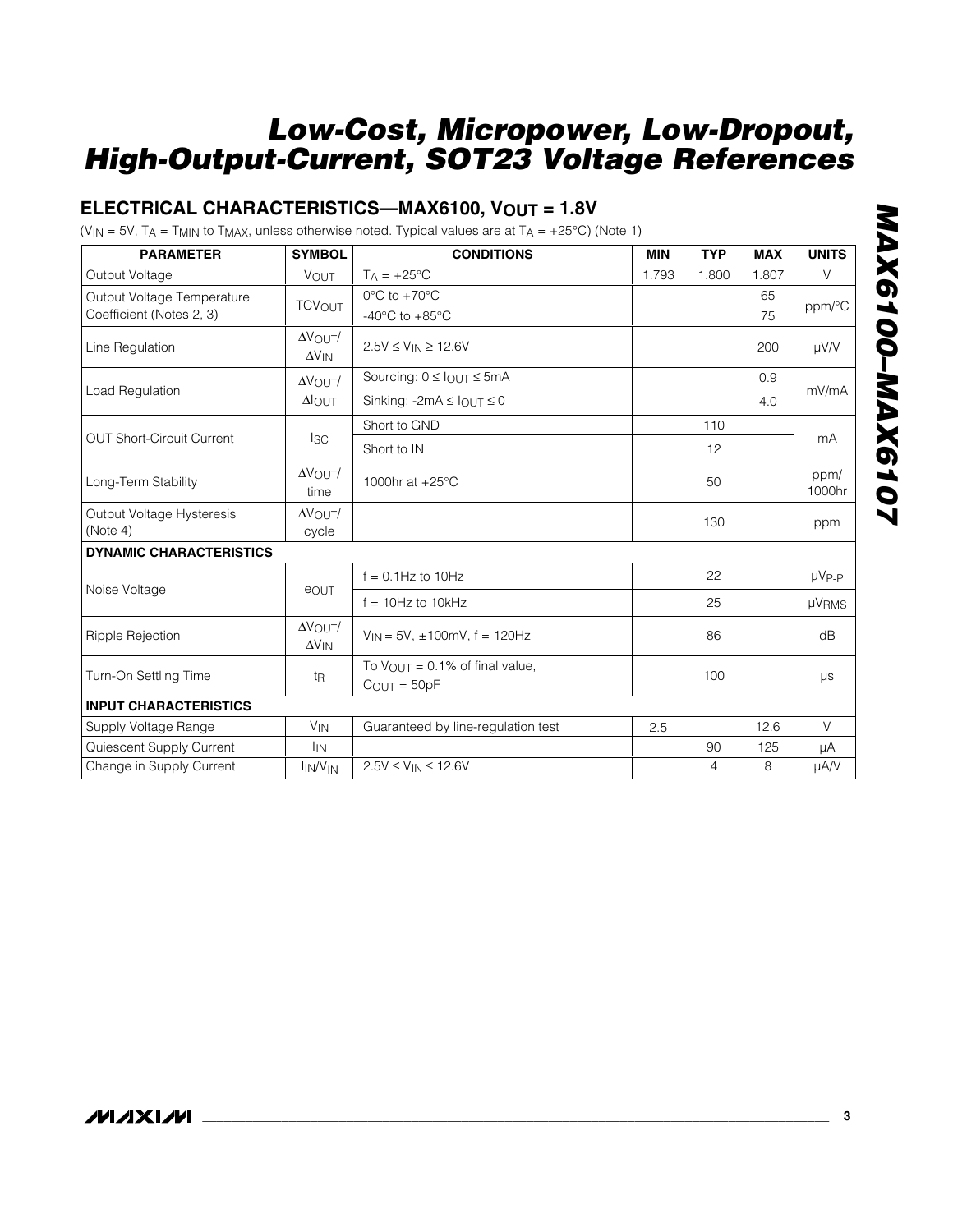## ELECTRICAL CHARACTERISTICS—MAX6100, $V_{OUT}$ = 1.8V

($V_{IN}$ = 5V, $T_A$ = $T_{MIN}$ to $T_{MAX}$, unless otherwise noted. Typical values are at $T_A$ = +25°C) (Note 1)

| PARAMETER | SYMBOL | CONDITIONS | MIN | TYP | MAX | UNITS |
|---|---|---|---|---|---|---|
| Output Voltage | $V_{OUT}$ | $T_A$ = +25°C | 1.793 | 1.800 | 1.807 | V |
| Output Voltage Temperature Coefficient (Notes 2, 3) | $TCV_{OUT}$ | 0°C to +70°C | | | 65 | ppm/°C |
| | | -40°C to +85°C | | | 75 | |
| Line Regulation | $\Delta V_{OUT}/\Delta V_{IN}$ | 2.5V ≤ $V_{IN}$ ≥ 12.6V | | | 200 | µV/V |
| Load Regulation | $\Delta V_{OUT}/\Delta I_{OUT}$ | Sourcing: 0 ≤ $I_{OUT}$ ≤ 5mA | | | 0.9 | mV/mA |
| | | Sinking: -2mA ≤ $I_{OUT}$ ≤ 0 | | | 4.0 | |
| OUT Short-Circuit Current | $I_{SC}$ | Short to GND | | 110 | | mA |
| | | Short to IN | | 12 | | |
| Long-Term Stability | $\Delta V_{OUT}$/time | 1000hr at +25°C | | 50 | | ppm/1000hr |
| Output Voltage Hysteresis (Note 4) | $\Delta V_{OUT}$/cycle | | | 130 | | ppm |
| **DYNAMIC CHARACTERISTICS** | | | | | | |
| Noise Voltage | $e_{OUT}$ | f = 0.1Hz to 10Hz | | 22 | | $µV_{P-P}$ |
| | | f = 10Hz to 10kHz | | 25 | | $µV_{RMS}$ |
| Ripple Rejection | $\Delta V_{OUT}/\Delta V_{IN}$ | $V_{IN}$ = 5V, ±100mV, f = 120Hz | | 86 | | dB |
| Turn-On Settling Time | $t_R$ | To $V_{OUT}$ = 0.1% of final value, $C_{OUT}$ = 50pF | | 100 | | µs |
| **INPUT CHARACTERISTICS** | | | | | | |
| Supply Voltage Range | $V_{IN}$ | Guaranteed by line-regulation test | 2.5 | | 12.6 | V |
| Quiescent Supply Current | $I_{IN}$ | | | 90 | 125 | µA |
| Change in Supply Current | $I_{IN}/V_{IN}$ | 2.5V ≤ $V_{IN}$ ≤ 12.6V | | 4 | 8 | µA/V |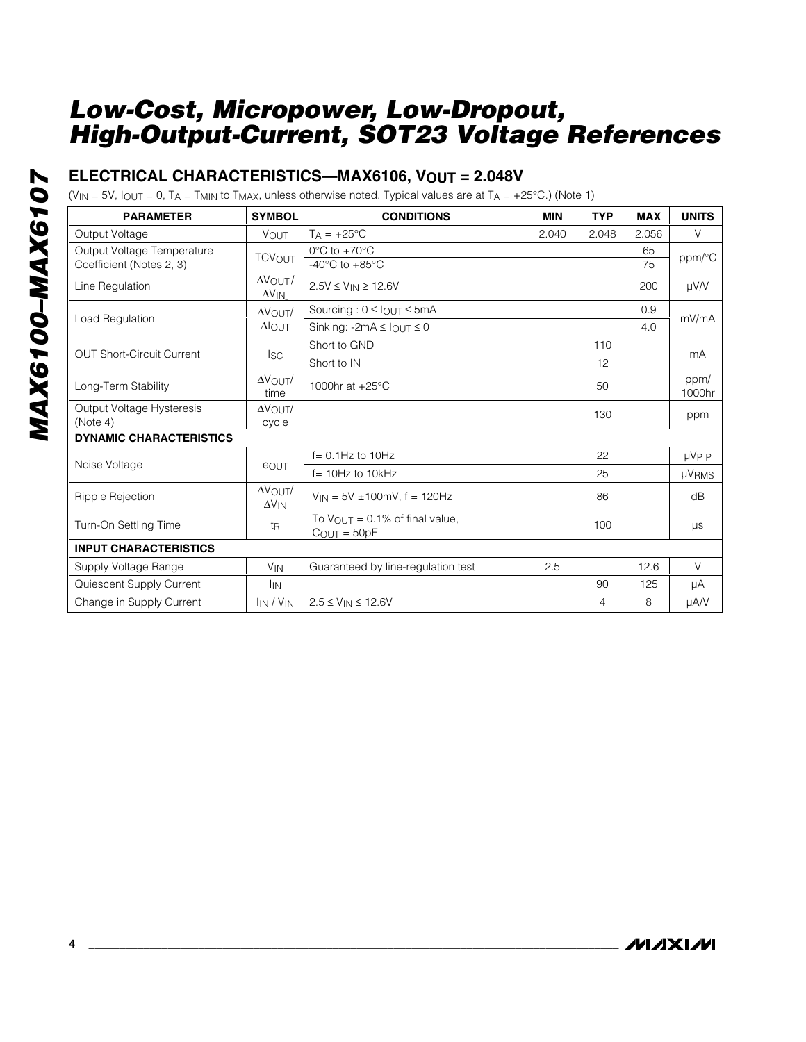## ELECTRICAL CHARACTERISTICS—MAX6106, $V_{OUT}$ = 2.048V

($V_{IN}$ = 5V, $I_{OUT}$ = 0, $T_A$ = $T_{MIN}$ to $T_{MAX}$, unless otherwise noted. Typical values are at $T_A$ = +25°C.) (Note 1)

| PARAMETER | SYMBOL | CONDITIONS | MIN | TYP | MAX | UNITS |
|---|---|---|---|---|---|---|
| Output Voltage | $V_{OUT}$ | $T_A$ = +25°C | 2.040 | 2.048 | 2.056 | V |
| Output Voltage Temperature Coefficient (Notes 2, 3) | $TCV_{OUT}$ | 0°C to +70°C | | | 65 | ppm/°C |
| | | -40°C to +85°C | | | 75 | |
| Line Regulation | $\Delta V_{OUT}/\Delta V_{IN}$ | 2.5V ≤ $V_{IN}$ ≥ 12.6V | | | 200 | µV/V |
| Load Regulation | $\Delta V_{OUT}/\Delta I_{OUT}$ | Sourcing : 0 ≤ $I_{OUT}$ ≤ 5mA | | | 0.9 | mV/mA |
| | | Sinking: -2mA ≤ $I_{OUT}$ ≤ 0 | | | 4.0 | |
| OUT Short-Circuit Current | $I_{SC}$ | Short to GND | | 110 | | mA |
| | | Short to IN | | 12 | | |
| Long-Term Stability | $\Delta V_{OUT}$/time | 1000hr at +25°C | | 50 | | ppm/1000hr |
| Output Voltage Hysteresis (Note 4) | $\Delta V_{OUT}$/cycle | | | 130 | | ppm |
| **DYNAMIC CHARACTERISTICS** | | | | | | |
| Noise Voltage | $e_{OUT}$ | f= 0.1Hz to 10Hz | | 22 | | $µV_{P-P}$ |
| | | f= 10Hz to 10kHz | | 25 | | $µV_{RMS}$ |
| Ripple Rejection | $\Delta V_{OUT}/\Delta V_{IN}$ | $V_{IN}$ = 5V ±100mV, f = 120Hz | | 86 | | dB |
| Turn-On Settling Time | $t_R$ | To $V_{OUT}$ = 0.1% of final value, $C_{OUT}$ = 50pF | | 100 | | µs |
| **INPUT CHARACTERISTICS** | | | | | | |
| Supply Voltage Range | $V_{IN}$ | Guaranteed by line-regulation test | 2.5 | | 12.6 | V |
| Quiescent Supply Current | $I_{IN}$ | | | 90 | 125 | µA |
| Change in Supply Current | $I_{IN}$ / $V_{IN}$ | 2.5 ≤ $V_{IN}$ ≤ 12.6V | | 4 | 8 | µA/V |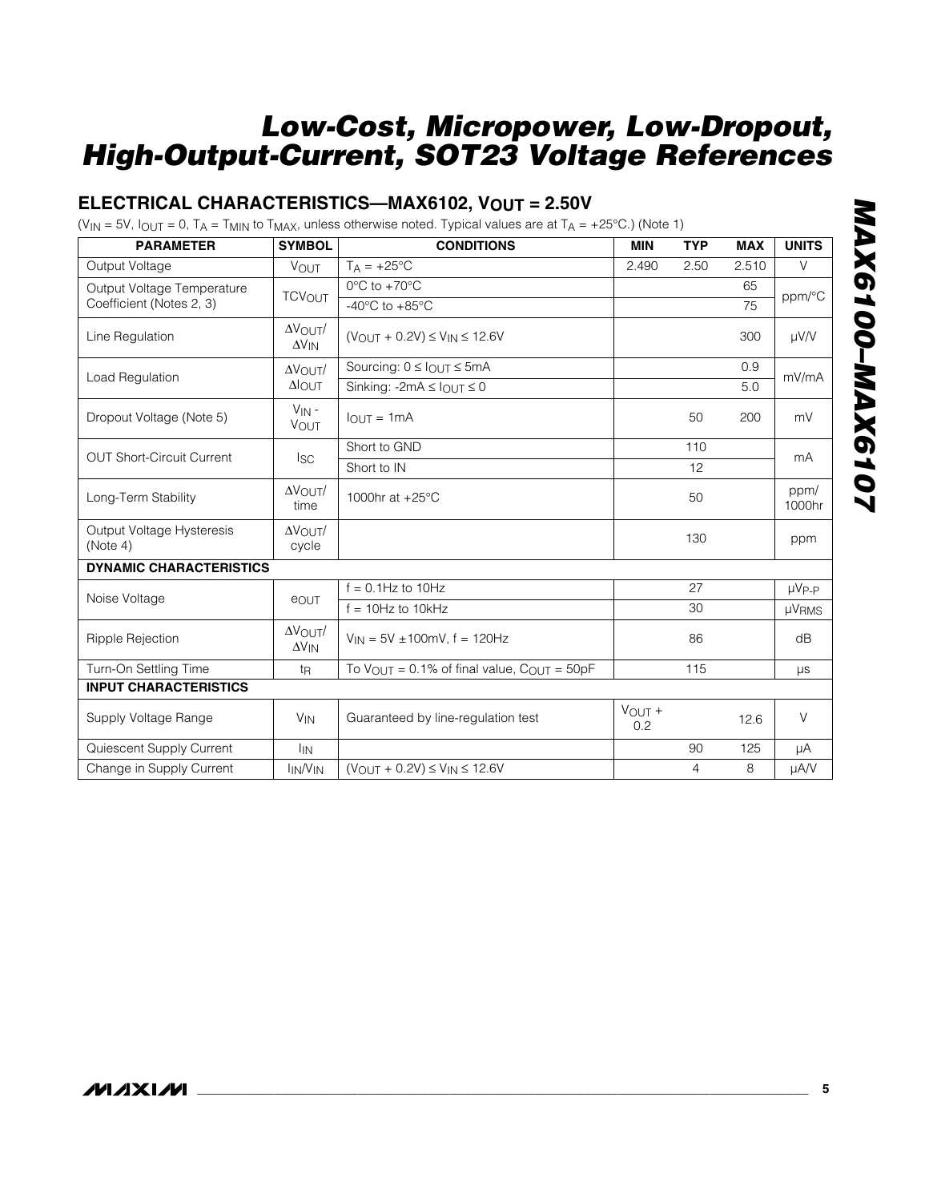## ELECTRICAL CHARACTERISTICS—MAX6102, $V_{OUT}$ = 2.50V

($V_{IN}$ = 5V, $I_{OUT}$ = 0, $T_A$ = $T_{MIN}$ to $T_{MAX}$, unless otherwise noted. Typical values are at $T_A$ = +25°C.) (Note 1)

| PARAMETER | SYMBOL | CONDITIONS | MIN | TYP | MAX | UNITS |
|---|---|---|---|---|---|---|
| Output Voltage | $V_{OUT}$ | $T_A$ = +25°C | 2.490 | 2.50 | 2.510 | V |
| Output Voltage Temperature Coefficient (Notes 2, 3) | $TCV_{OUT}$ | 0°C to +70°C | | | 65 | ppm/°C |
| | | -40°C to +85°C | | | 75 | |
| Line Regulation | $\Delta V_{OUT}/\Delta V_{IN}$ | ($V_{OUT}$ + 0.2V) ≤ $V_{IN}$ ≤ 12.6V | | | 300 | µV/V |
| Load Regulation | $\Delta V_{OUT}/\Delta I_{OUT}$ | Sourcing: 0 ≤ $I_{OUT}$ ≤ 5mA | | | 0.9 | mV/mA |
| | | Sinking: -2mA ≤ $I_{OUT}$ ≤ 0 | | | 5.0 | |
| Dropout Voltage (Note 5) | $V_{IN}$ - $V_{OUT}$ | $I_{OUT}$ = 1mA | | 50 | 200 | mV |
| OUT Short-Circuit Current | $I_{SC}$ | Short to GND | | 110 | | mA |
| | | Short to IN | | 12 | | |
| Long-Term Stability | $\Delta V_{OUT}$/time | 1000hr at +25°C | | 50 | | ppm/1000hr |
| Output Voltage Hysteresis (Note 4) | $\Delta V_{OUT}$/cycle | | | 130 | | ppm |
| **DYNAMIC CHARACTERISTICS** | | | | | | |
| Noise Voltage | $e_{OUT}$ | f = 0.1Hz to 10Hz | | 27 | | $µV_{P-P}$ |
| | | f = 10Hz to 10kHz | | 30 | | $µV_{RMS}$ |
| Ripple Rejection | $\Delta V_{OUT}/\Delta V_{IN}$ | $V_{IN}$ = 5V ±100mV, f = 120Hz | | 86 | | dB |
| Turn-On Settling Time | $t_R$ | To $V_{OUT}$ = 0.1% of final value, $C_{OUT}$ = 50pF | | 115 | | µs |
| **INPUT CHARACTERISTICS** | | | | | | |
| Supply Voltage Range | $V_{IN}$ | Guaranteed by line-regulation test | $V_{OUT}$ + 0.2 | | 12.6 | V |
| Quiescent Supply Current | $I_{IN}$ | | | 90 | 125 | µA |
| Change in Supply Current | $I_{IN}/V_{IN}$ | ($V_{OUT}$ + 0.2V) ≤ $V_{IN}$ ≤ 12.6V | | 4 | 8 | µA/V |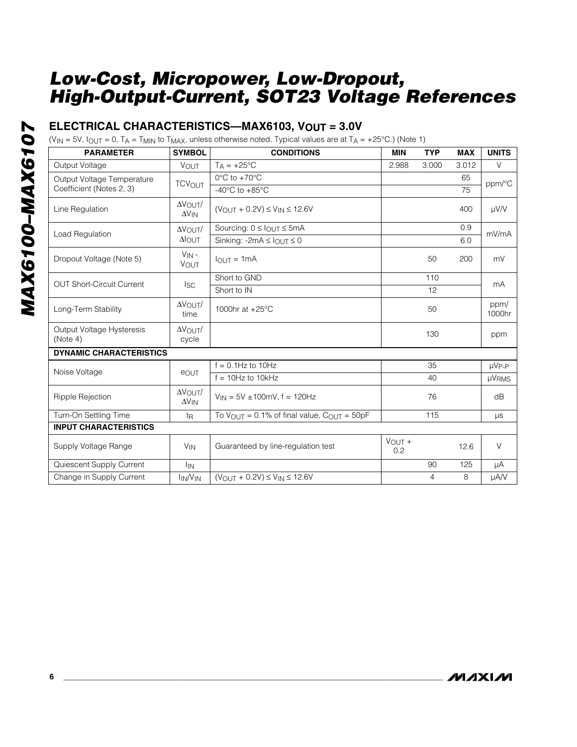## ELECTRICAL CHARACTERISTICS—MAX6103, $V_{OUT}$ = 3.0V

($V_{IN}$ = 5V, $I_{OUT}$ = 0, $T_A$ = $T_{MIN}$ to $T_{MAX}$, unless otherwise noted. Typical values are at $T_A$ = +25°C.) (Note 1)

| PARAMETER | SYMBOL | CONDITIONS | MIN | TYP | MAX | UNITS |
|---|---|---|---|---|---|---|
| Output Voltage | $V_{OUT}$ | $T_A$ = +25°C | 2.988 | 3.000 | 3.012 | V |
| Output Voltage Temperature Coefficient (Notes 2, 3) | $TCV_{OUT}$ | 0°C to +70°C | | | 65 | ppm/°C |
| | | -40°C to +85°C | | | 75 | |
| Line Regulation | $\Delta V_{OUT}/\Delta V_{IN}$ | ($V_{OUT}$ + 0.2V) ≤ $V_{IN}$ ≤ 12.6V | | | 400 | µV/V |
| Load Regulation | $\Delta V_{OUT}/\Delta I_{OUT}$ | Sourcing: 0 ≤ $I_{OUT}$ ≤ 5mA | | | 0.9 | mV/mA |
| | | Sinking: -2mA ≤ $I_{OUT}$ ≤ 0 | | | 6.0 | |
| Dropout Voltage (Note 5) | $V_{IN}$ - $V_{OUT}$ | $I_{OUT}$ = 1mA | | 50 | 200 | mV |
| OUT Short-Circuit Current | $I_{SC}$ | Short to GND | | 110 | | mA |
| | | Short to IN | | 12 | | |
| Long-Term Stability | $\Delta V_{OUT}$/time | 1000hr at +25°C | | 50 | | ppm/1000hr |
| Output Voltage Hysteresis (Note 4) | $\Delta V_{OUT}$/cycle | | | 130 | | ppm |
| **DYNAMIC CHARACTERISTICS** | | | | | | |
| Noise Voltage | $e_{OUT}$ | f = 0.1Hz to 10Hz | | 35 | | $µV_{P-P}$ |
| | | f = 10Hz to 10kHz | | 40 | | $µV_{RMS}$ |
| Ripple Rejection | $\Delta V_{OUT}/\Delta V_{IN}$ | $V_{IN}$ = 5V ±100mV, f = 120Hz | | 76 | | dB |
| Turn-On Settling Time | $t_R$ | To $V_{OUT}$ = 0.1% of final value, $C_{OUT}$ = 50pF | | 115 | | µs |
| **INPUT CHARACTERISTICS** | | | | | | |
| Supply Voltage Range | $V_{IN}$ | Guaranteed by line-regulation test | $V_{OUT}$ + 0.2 | | 12.6 | V |
| Quiescent Supply Current | $I_{IN}$ | | | 90 | 125 | µA |
| Change in Supply Current | $I_{IN}/V_{IN}$ | ($V_{OUT}$ + 0.2V) ≤ $V_{IN}$ ≤ 12.6V | | 4 | 8 | µA/V |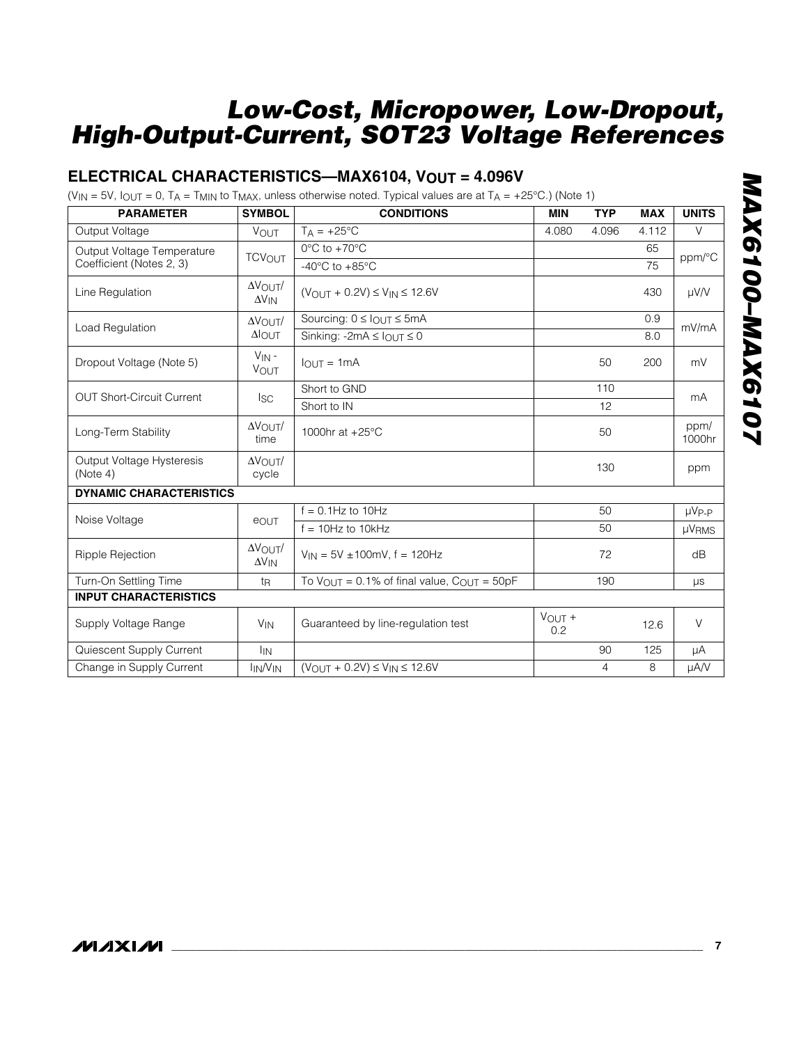## ELECTRICAL CHARACTERISTICS—MAX6104, $V_{OUT}$ = 4.096V

($V_{IN}$ = 5V, $I_{OUT}$ = 0, $T_A$ = $T_{MIN}$ to $T_{MAX}$, unless otherwise noted. Typical values are at $T_A$ = +25°C.) (Note 1)

| PARAMETER | SYMBOL | CONDITIONS | MIN | TYP | MAX | UNITS |
|---|---|---|---|---|---|---|
| Output Voltage | $V_{OUT}$ | $T_A$ = +25°C | 4.080 | 4.096 | 4.112 | V |
| Output Voltage Temperature Coefficient (Notes 2, 3) | $TCV_{OUT}$ | 0°C to +70°C | | | 65 | ppm/°C |
| | | -40°C to +85°C | | | 75 | |
| Line Regulation | $\Delta V_{OUT}/\Delta V_{IN}$ | ($V_{OUT}$ + 0.2V) ≤ $V_{IN}$ ≤ 12.6V | | | 430 | µV/V |
| Load Regulation | $\Delta V_{OUT}/\Delta I_{OUT}$ | Sourcing: 0 ≤ $I_{OUT}$ ≤ 5mA | | | 0.9 | mV/mA |
| | | Sinking: -2mA ≤ $I_{OUT}$ ≤ 0 | | | 8.0 | |
| Dropout Voltage (Note 5) | $V_{IN}$ - $V_{OUT}$ | $I_{OUT}$ = 1mA | | 50 | 200 | mV |
| OUT Short-Circuit Current | $I_{SC}$ | Short to GND | | 110 | | mA |
| | | Short to IN | | 12 | | |
| Long-Term Stability | $\Delta V_{OUT}$/time | 1000hr at +25°C | | 50 | | ppm/1000hr |
| Output Voltage Hysteresis (Note 4) | $\Delta V_{OUT}$/cycle | | | 130 | | ppm |
| **DYNAMIC CHARACTERISTICS** | | | | | | |
| Noise Voltage | $e_{OUT}$ | f = 0.1Hz to 10Hz | | 50 | | $µV_{P-P}$ |
| | | f = 10Hz to 10kHz | | 50 | | $µV_{RMS}$ |
| Ripple Rejection | $\Delta V_{OUT}/\Delta V_{IN}$ | $V_{IN}$ = 5V ±100mV, f = 120Hz | | 72 | | dB |
| Turn-On Settling Time | $t_R$ | To $V_{OUT}$ = 0.1% of final value, $C_{OUT}$ = 50pF | | 190 | | µs |
| **INPUT CHARACTERISTICS** | | | | | | |
| Supply Voltage Range | $V_{IN}$ | Guaranteed by line-regulation test | $V_{OUT}$ + 0.2 | | 12.6 | V |
| Quiescent Supply Current | $I_{IN}$ | | | 90 | 125 | µA |
| Change in Supply Current | $I_{IN}/V_{IN}$ | ($V_{OUT}$ + 0.2V) ≤ $V_{IN}$ ≤ 12.6V | | 4 | 8 | µA/V |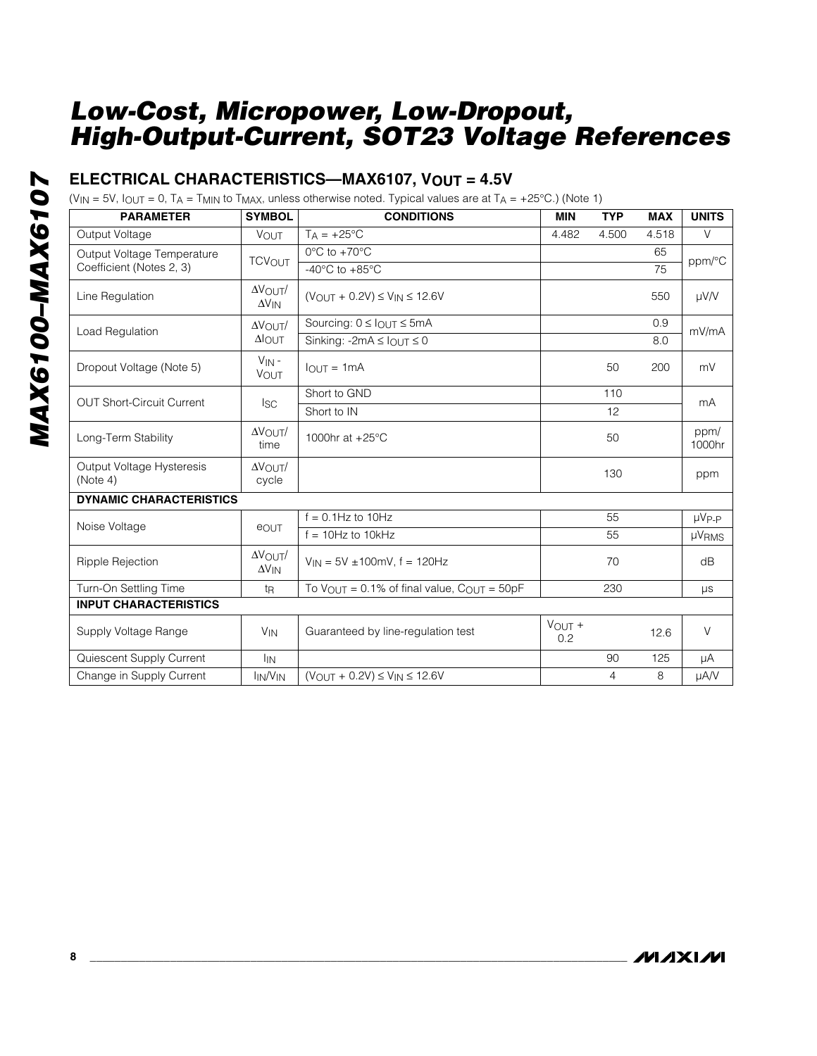# Low-Cost, Micropower, Low-Dropout, High-Output-Current, SOT23 Voltage References

## ELECTRICAL CHARACTERISTICS—MAX6107, $V_{OUT}$ = 4.5V

($V_{IN}$ = 5V, $I_{OUT}$ = 0, $T_A$ = $T_{MIN}$ to $T_{MAX}$, unless otherwise noted. Typical values are at $T_A$ = +25°C.) (Note 1)

| PARAMETER | SYMBOL | CONDITIONS | MIN | TYP | MAX | UNITS |
|---|---|---|---|---|---|---|
| Output Voltage | $V_{OUT}$ | $T_A$ = +25°C | 4.482 | 4.500 | 4.518 | V |
| Output Voltage Temperature Coefficient (Notes 2, 3) | $TCV_{OUT}$ | 0°C to +70°C | | | 65 | ppm/°C |
| | | -40°C to +85°C | | | 75 | |
| Line Regulation | $\Delta V_{OUT}/\Delta V_{IN}$ | ($V_{OUT}$ + 0.2V) ≤ $V_{IN}$ ≤ 12.6V | | | 550 | µV/V |
| Load Regulation | $\Delta V_{OUT}/\Delta I_{OUT}$ | Sourcing: 0 ≤ $I_{OUT}$ ≤ 5mA | | | 0.9 | mV/mA |
| | | Sinking: -2mA ≤ $I_{OUT}$ ≤ 0 | | | 8.0 | |
| Dropout Voltage (Note 5) | $V_{IN}$ - $V_{OUT}$ | $I_{OUT}$ = 1mA | | 50 | 200 | mV |
| OUT Short-Circuit Current | $I_{SC}$ | Short to GND | | 110 | | mA |
| | | Short to IN | | 12 | | |
| Long-Term Stability | $\Delta V_{OUT}$/time | 1000hr at +25°C | | 50 | | ppm/1000hr |
| Output Voltage Hysteresis (Note 4) | $\Delta V_{OUT}$/cycle | | | 130 | | ppm |
| **DYNAMIC CHARACTERISTICS** | | | | | | |
| Noise Voltage | $e_{OUT}$ | f = 0.1Hz to 10Hz | | 55 | | $µV_{P-P}$ |
| | | f = 10Hz to 10kHz | | 55 | | $µV_{RMS}$ |
| Ripple Rejection | $\Delta V_{OUT}/\Delta V_{IN}$ | $V_{IN}$ = 5V ±100mV, f = 120Hz | | 70 | | dB |
| Turn-On Settling Time | $t_R$ | To $V_{OUT}$ = 0.1% of final value, $C_{OUT}$ = 50pF | | 230 | | µs |
| **INPUT CHARACTERISTICS** | | | | | | |
| Supply Voltage Range | $V_{IN}$ | Guaranteed by line-regulation test | $V_{OUT}$ + 0.2 | | 12.6 | V |
| Quiescent Supply Current | $I_{IN}$ | | | 90 | 125 | µA |
| Change in Supply Current | $I_{IN}/V_{IN}$ | ($V_{OUT}$ + 0.2V) ≤ $V_{IN}$ ≤ 12.6V | | 4 | 8 | µA/V |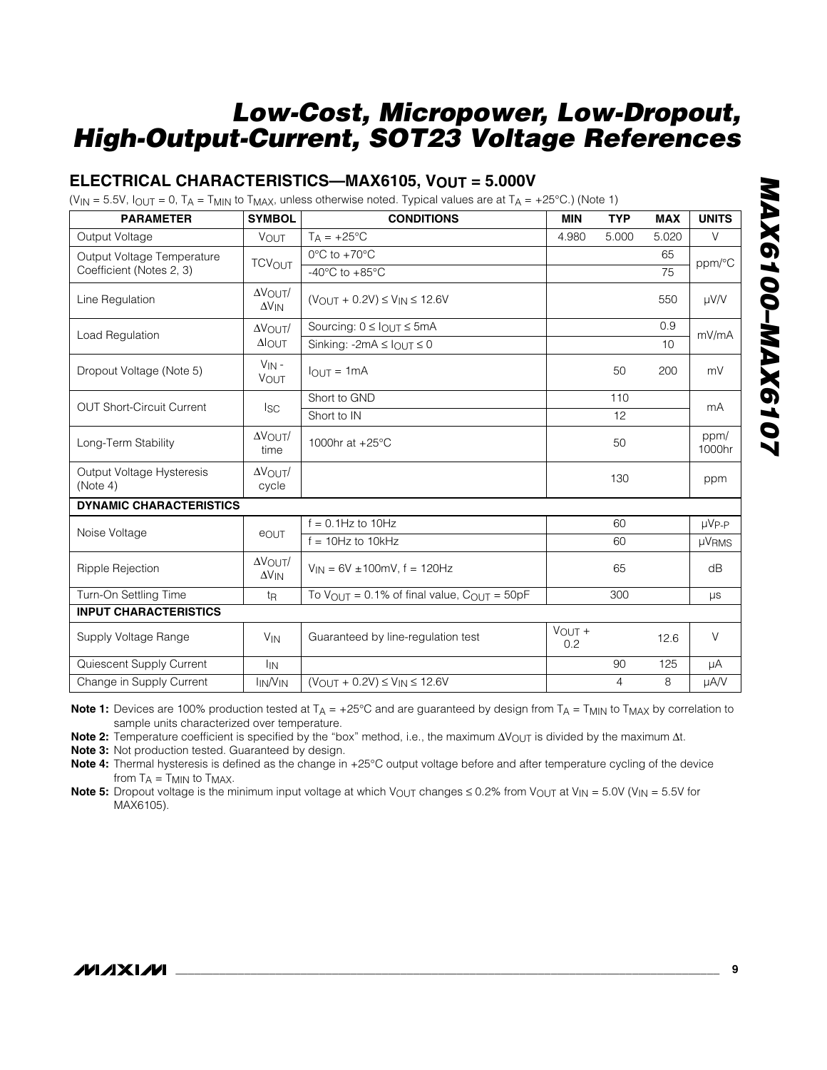## ELECTRICAL CHARACTERISTICS—MAX6105, $V_{OUT}$ = 5.000V

($V_{IN}$ = 5.5V, $I_{OUT}$ = 0, $T_A$ = $T_{MIN}$ to $T_{MAX}$, unless otherwise noted. Typical values are at $T_A$ = +25°C.) (Note 1)

| PARAMETER | SYMBOL | CONDITIONS | MIN | TYP | MAX | UNITS |
|---|---|---|---|---|---|---|
| Output Voltage | $V_{OUT}$ | $T_A$ = +25°C | 4.980 | 5.000 | 5.020 | V |
| Output Voltage Temperature Coefficient (Notes 2, 3) | $TCV_{OUT}$ | 0°C to +70°C | | | 65 | ppm/°C |
| | | -40°C to +85°C | | | 75 | |
| Line Regulation | $\Delta V_{OUT}/\Delta V_{IN}$ | ($V_{OUT}$ + 0.2V) ≤ $V_{IN}$ ≤ 12.6V | | | 550 | µV/V |
| Load Regulation | $\Delta V_{OUT}/\Delta I_{OUT}$ | Sourcing: 0 ≤ $I_{OUT}$ ≤ 5mA | | | 0.9 | mV/mA |
| | | Sinking: -2mA ≤ $I_{OUT}$ ≤ 0 | | | 10 | |
| Dropout Voltage (Note 5) | $V_{IN}$ - $V_{OUT}$ | $I_{OUT}$ = 1mA | | 50 | 200 | mV |
| OUT Short-Circuit Current | $I_{SC}$ | Short to GND | | 110 | | mA |
| | | Short to IN | | 12 | | |
| Long-Term Stability | $\Delta V_{OUT}$/time | 1000hr at +25°C | | 50 | | ppm/1000hr |
| Output Voltage Hysteresis (Note 4) | $\Delta V_{OUT}$/cycle | | | 130 | | ppm |
| **DYNAMIC CHARACTERISTICS** | | | | | | |
| Noise Voltage | $e_{OUT}$ | f = 0.1Hz to 10Hz | | 60 | | $µV_{P-P}$ |
| | | f = 10Hz to 10kHz | | 60 | | $µV_{RMS}$ |
| Ripple Rejection | $\Delta V_{OUT}/\Delta V_{IN}$ | $V_{IN}$ = 6V ±100mV, f = 120Hz | | 65 | | dB |
| Turn-On Settling Time | $t_R$ | To $V_{OUT}$ = 0.1% of final value, $C_{OUT}$ = 50pF | | 300 | | µs |
| **INPUT CHARACTERISTICS** | | | | | | |
| Supply Voltage Range | $V_{IN}$ | Guaranteed by line-regulation test | $V_{OUT}$ + 0.2 | | 12.6 | V |
| Quiescent Supply Current | $I_{IN}$ | | | 90 | 125 | µA |
| Change in Supply Current | $I_{IN}/V_{IN}$ | ($V_{OUT}$ + 0.2V) ≤ $V_{IN}$ ≤ 12.6V | | 4 | 8 | µA/V |

**Note 1:** Devices are 100% production tested at $T_A$ = +25°C and are guaranteed by design from $T_A$ = $T_{MIN}$ to $T_{MAX}$ by correlation to sample units characterized over temperature.

**Note 2:** Temperature coefficient is specified by the "box" method, i.e., the maximum $\Delta V_{OUT}$ is divided by the maximum $\Delta t$.

**Note 3:** Not production tested. Guaranteed by design.

**Note 4:** Thermal hysteresis is defined as the change in +25°C output voltage before and after temperature cycling of the device from $T_A$ = $T_{MIN}$ to $T_{MAX}$.

**Note 5:** Dropout voltage is the minimum input voltage at which $V_{OUT}$ changes ≤ 0.2% from $V_{OUT}$ at $V_{IN}$ = 5.0V ($V_{IN}$ = 5.5V for MAX6105).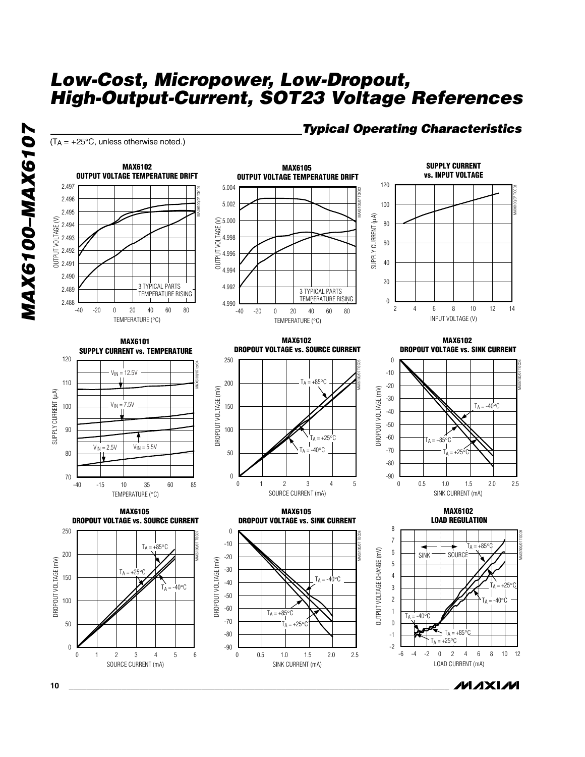# Low-Cost, Micropower, Low-Dropout, High-Output-Current, SOT23 Voltage References

## Typical Operating Characteristics

($T_A$ = +25°C, unless otherwise noted.)

**MAX6102 OUTPUT VOLTAGE TEMPERATURE DRIFT**

3 TYPICAL PARTS TEMPERATURE RISING

OUTPUT VOLTAGE (V) vs. TEMPERATURE (°C)

**MAX6105 OUTPUT VOLTAGE TEMPERATURE DRIFT**

3 TYPICAL PARTS TEMPERATURE RISING

OUTPUT VOLTAGE (V) vs. TEMPERATURE (°C)

**SUPPLY CURRENT vs. INPUT VOLTAGE**

SUPPLY CURRENT (µA) vs. INPUT VOLTAGE (V)

**MAX6101 SUPPLY CURRENT vs. TEMPERATURE**

$V_{IN}$ = 12.5V, $V_{IN}$ = 7.5V, $V_{IN}$ = 5.5V, $V_{IN}$ = 2.5V

SUPPLY CURRENT (µA) vs. TEMPERATURE (°C)

**MAX6102 DROPOUT VOLTAGE vs. SOURCE CURRENT**

$T_A$ = +85°C, $T_A$ = +25°C, $T_A$ = -40°C

DROPOUT VOLTAGE (mV) vs. SOURCE CURRENT (mA)

**MAX6102 DROPOUT VOLTAGE vs. SINK CURRENT**

$T_A$ = -40°C, $T_A$ = +85°C, $T_A$ = +25°C

DROPOUT VOLTAGE (mV) vs. SINK CURRENT (mA)

**MAX6105 DROPOUT VOLTAGE vs. SOURCE CURRENT**

$T_A$ = +85°C, $T_A$ = +25°C, $T_A$ = -40°C

DROPOUT VOLTAGE (mV) vs. SOURCE CURRENT (mA)

**MAX6105 DROPOUT VOLTAGE vs. SINK CURRENT**

$T_A$ = -40°C, $T_A$ = +85°C, $T_A$ = +25°C

DROPOUT VOLTAGE (mV) vs. SINK CURRENT (mA)

**MAX6102 LOAD REGULATION**

SINK, SOURCE; $T_A$ = +85°C, $T_A$ = +25°C, $T_A$ = -40°C

OUTPUT VOLTAGE CHANGE (mV) vs. LOAD CURRENT (mA)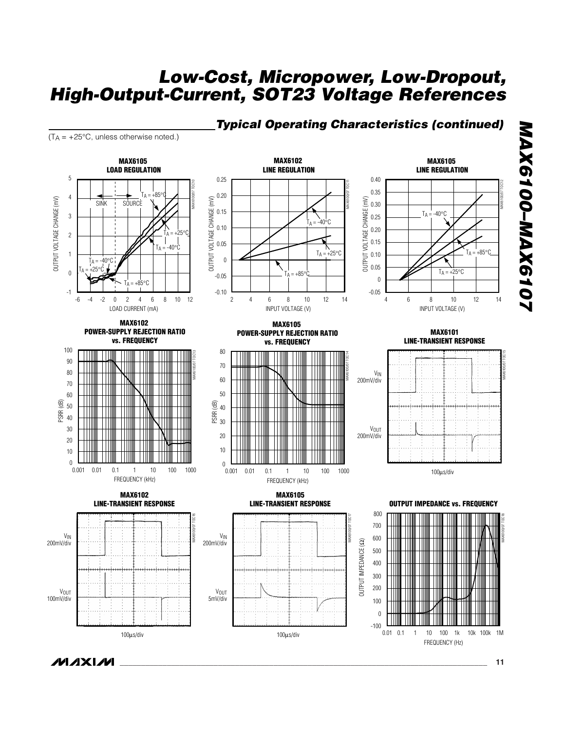## Typical Operating Characteristics (continued)

($T_A$ = +25°C, unless otherwise noted.)

**MAX6105 LOAD REGULATION**

**MAX6102 LINE REGULATION**

**MAX6105 LINE REGULATION**

**MAX6102 POWER-SUPPLY REJECTION RATIO vs. FREQUENCY**

**MAX6105 POWER-SUPPLY REJECTION RATIO vs. FREQUENCY**

**MAX6101 LINE-TRANSIENT RESPONSE**

**MAX6102 LINE-TRANSIENT RESPONSE**

**MAX6105 LINE-TRANSIENT RESPONSE**

**OUTPUT IMPEDANCE vs. FREQUENCY**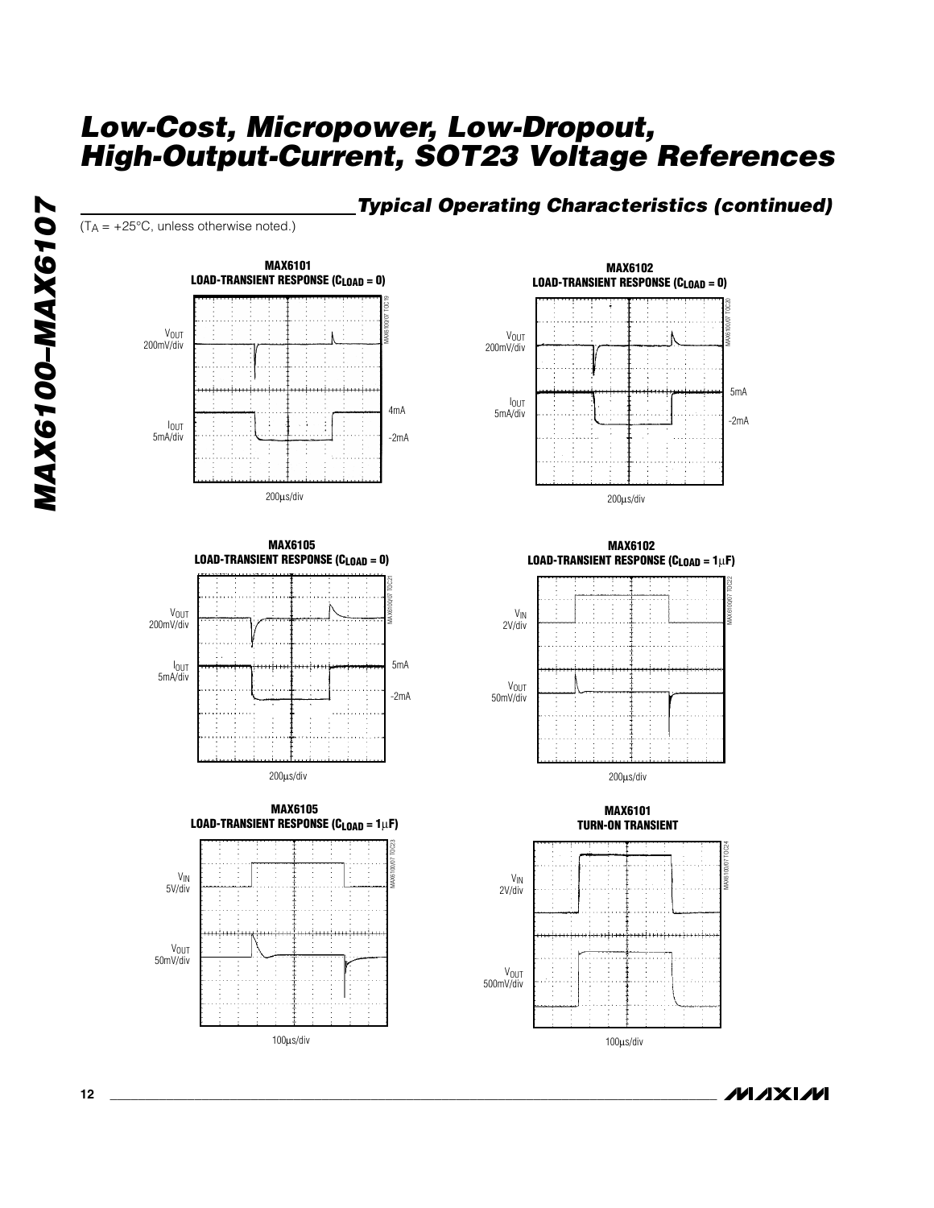## Typical Operating Characteristics (continued)

($T_A$ = +25°C, unless otherwise noted.)

**MAX6101 LOAD-TRANSIENT RESPONSE ($C_{LOAD}$ = 0)**

$V_{OUT}$ 200mV/div

$I_{OUT}$ 5mA/div

4mA

-2mA

200µs/div

**MAX6102 LOAD-TRANSIENT RESPONSE ($C_{LOAD}$ = 0)**

$V_{OUT}$ 200mV/div

$I_{OUT}$ 5mA/div

5mA

-2mA

200µs/div

**MAX6105 LOAD-TRANSIENT RESPONSE ($C_{LOAD}$ = 0)**

$V_{OUT}$ 200mV/div

$I_{OUT}$ 5mA/div

5mA

-2mA

200µs/div

**MAX6102 LOAD-TRANSIENT RESPONSE ($C_{LOAD}$ = 1µF)**

$V_{IN}$ 2V/div

$V_{OUT}$ 50mV/div

200µs/div

**MAX6105 LOAD-TRANSIENT RESPONSE ($C_{LOAD}$ = 1µF)**

$V_{IN}$ 5V/div

$V_{OUT}$ 50mV/div

100µs/div

**MAX6101 TURN-ON TRANSIENT**

$V_{IN}$ 2V/div

$V_{OUT}$ 500mV/div

100µs/div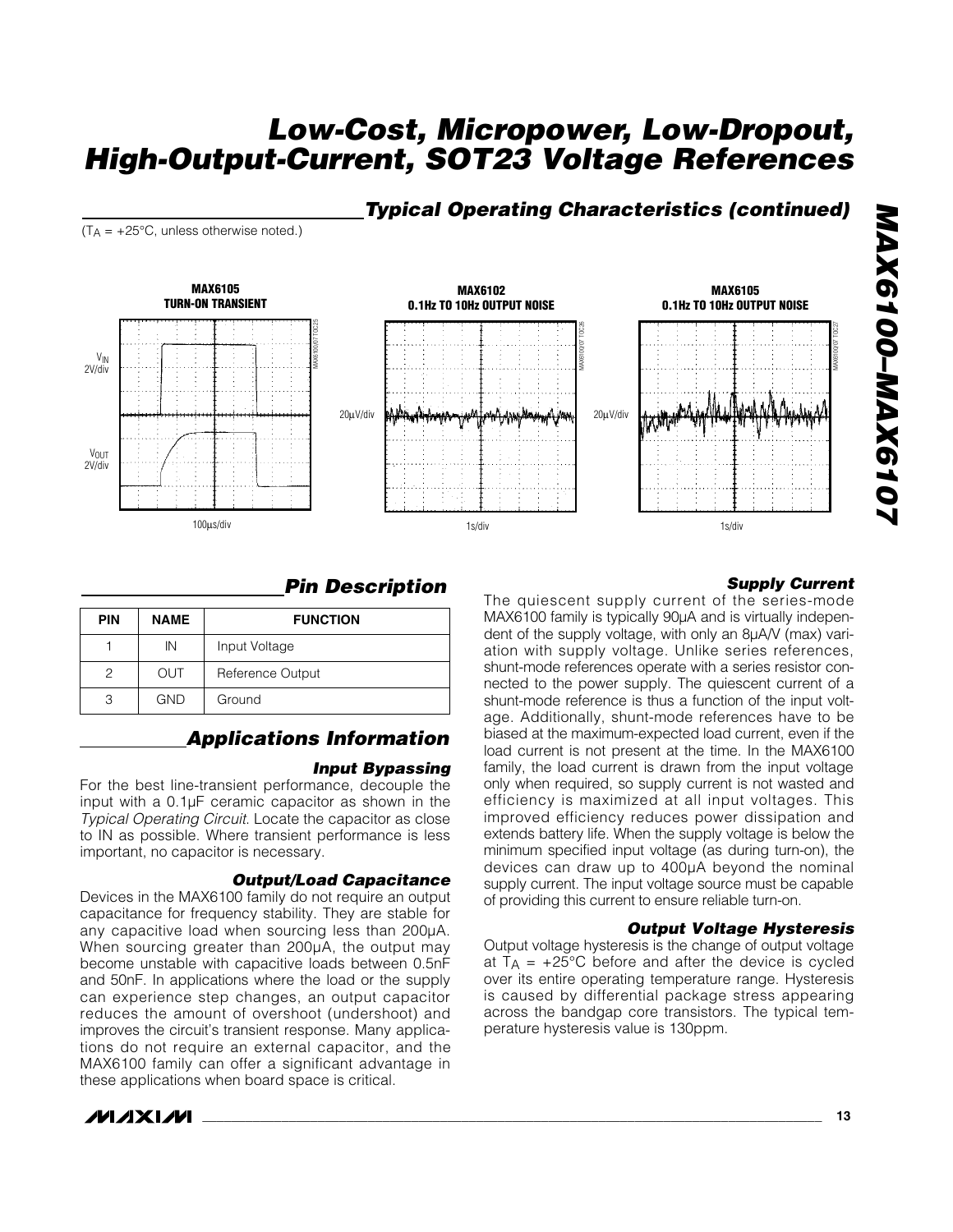## Typical Operating Characteristics (continued)

($T_A$ = +25°C, unless otherwise noted.)

**MAX6105 TURN-ON TRANSIENT**

$V_{IN}$ 2V/div

$V_{OUT}$ 2V/div

100µs/div

**MAX6102 0.1Hz TO 10Hz OUTPUT NOISE**

20µV/div

1s/div

**MAX6105 0.1Hz TO 10Hz OUTPUT NOISE**

20µV/div

1s/div

## Pin Description

| PIN | NAME | FUNCTION |
|---|---|---|
| 1 | IN | Input Voltage |
| 2 | OUT | Reference Output |
| 3 | GND | Ground |

## Applications Information

### Input Bypassing

For the best line-transient performance, decouple the input with a 0.1µF ceramic capacitor as shown in the *Typical Operating Circuit*. Locate the capacitor as close to IN as possible. Where transient performance is less important, no capacitor is necessary.

### Output/Load Capacitance

Devices in the MAX6100 family do not require an output capacitance for frequency stability. They are stable for any capacitive load when sourcing less than 200µA. When sourcing greater than 200µA, the output may become unstable with capacitive loads between 0.5nF and 50nF. In applications where the load or the supply can experience step changes, an output capacitor reduces the amount of overshoot (undershoot) and improves the circuit's transient response. Many applications do not require an external capacitor, and the MAX6100 family can offer a significant advantage in these applications when board space is critical.

### Supply Current

The quiescent supply current of the series-mode MAX6100 family is typically 90µA and is virtually independent of the supply voltage, with only an 8µA/V (max) variation with supply voltage. Unlike series references, shunt-mode references operate with a series resistor connected to the power supply. The quiescent current of a shunt-mode reference is thus a function of the input voltage. Additionally, shunt-mode references have to be biased at the maximum-expected load current, even if the load current is not present at the time. In the MAX6100 family, the load current is drawn from the input voltage only when required, so supply current is not wasted and efficiency is maximized at all input voltages. This improved efficiency reduces power dissipation and extends battery life. When the supply voltage is below the minimum specified input voltage (as during turn-on), the devices can draw up to 400µA beyond the nominal supply current. The input voltage source must be capable of providing this current to ensure reliable turn-on.

### Output Voltage Hysteresis

Output voltage hysteresis is the change of output voltage at $T_A$ = +25°C before and after the device is cycled over its entire operating temperature range. Hysteresis is caused by differential package stress appearing across the bandgap core transistors. The typical temperature hysteresis value is 130ppm.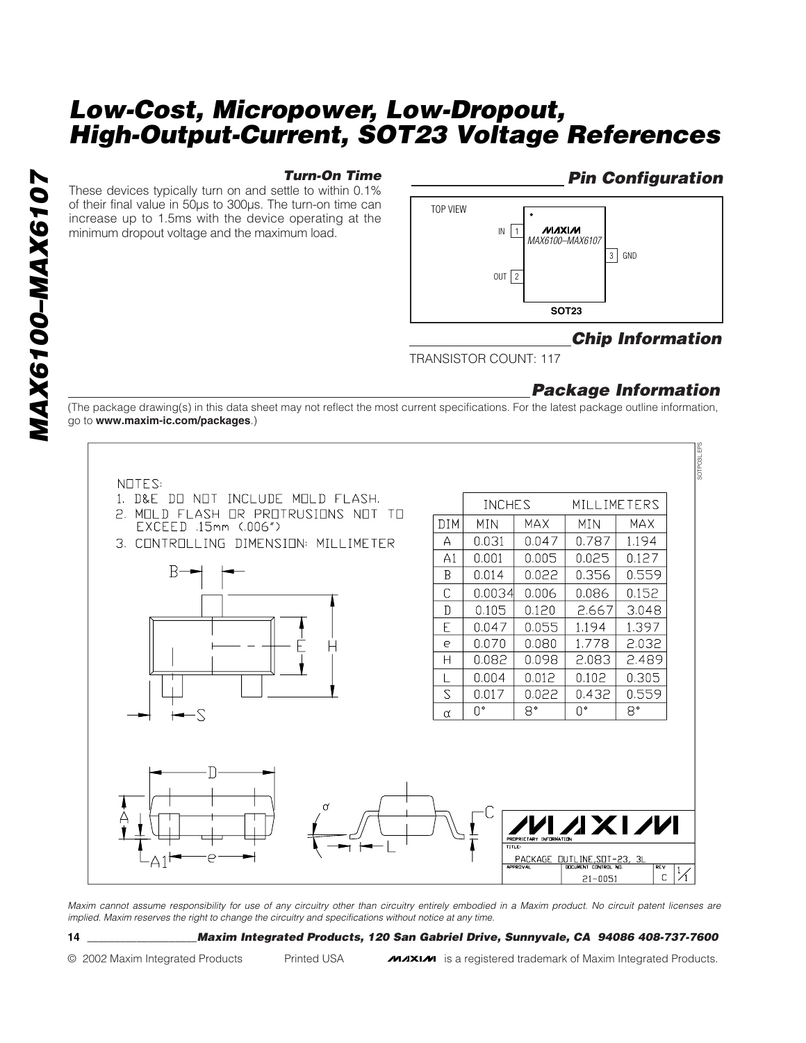### Turn-On Time

These devices typically turn on and settle to within 0.1% of their final value in 50µs to 300µs. The turn-on time can increase up to 1.5ms with the device operating at the minimum dropout voltage and the maximum load.

## Pin Configuration

TOP VIEW

IN 1
OUT 2
3 GND

MAX6100–MAX6107

SOT23

## Chip Information

TRANSISTOR COUNT: 117

## Package Information

(The package drawing(s) in this data sheet may not reflect the most current specifications. For the latest package outline information, go to **www.maxim-ic.com/packages**.)

NOTES:
1. D&E DO NOT INCLUDE MOLD FLASH.
2. MOLD FLASH OR PROTRUSIONS NOT TO EXCEED .15mm (.006")
3. CONTROLLING DIMENSION: MILLIMETER

| DIM | INCHES | | MILLIMETERS | |
|---|---|---|---|---|
| | MIN | MAX | MIN | MAX |
| A | 0.031 | 0.047 | 0.787 | 1.194 |
| A1 | 0.001 | 0.005 | 0.025 | 0.127 |
| B | 0.014 | 0.022 | 0.356 | 0.559 |
| C | 0.0034 | 0.006 | 0.086 | 0.152 |
| D | 0.105 | 0.120 | 2.667 | 3.048 |
| E | 0.047 | 0.055 | 1.194 | 1.397 |
| e | 0.070 | 0.080 | 1.778 | 2.032 |
| H | 0.082 | 0.098 | 2.083 | 2.489 |
| L | 0.004 | 0.012 | 0.102 | 0.305 |
| S | 0.017 | 0.022 | 0.432 | 0.559 |
| α | 0° | 8° | 0° | 8° |

PROPRIETARY INFORMATION
TITLE: PACKAGE OUTLINE, SOT-23, 3L
DOCUMENT CONTROL NO. 21-0051 REV C 1/1

*Maxim cannot assume responsibility for use of any circuitry other than circuitry entirely embodied in a Maxim product. No circuit patent licenses are implied. Maxim reserves the right to change the circuitry and specifications without notice at any time.*

***Maxim Integrated Products, 120 San Gabriel Drive, Sunnyvale, CA 94086 408-737-7600***

© 2002 Maxim Integrated Products Printed USA MAXIM is a registered trademark of Maxim Integrated Products.